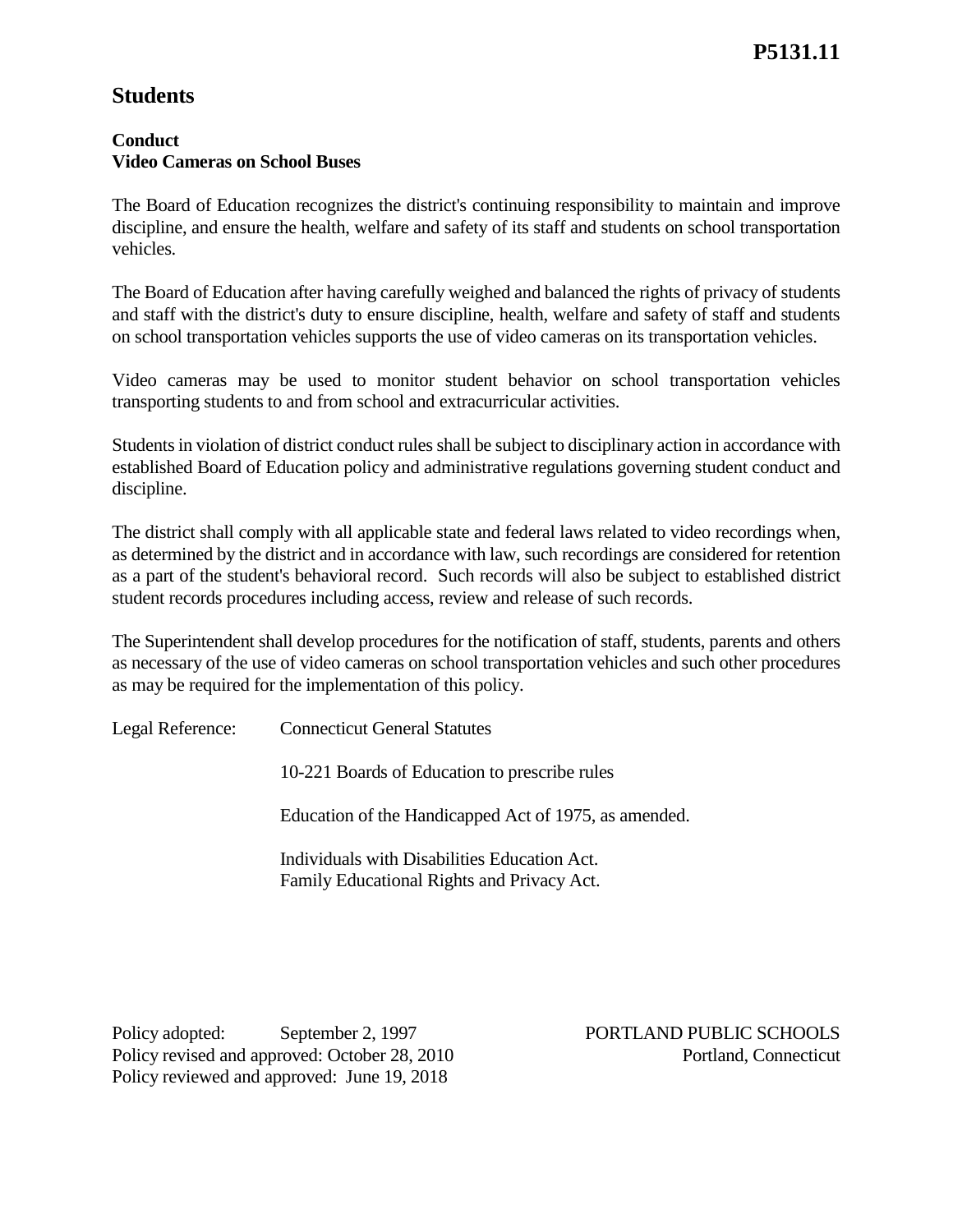**P5131.11**

# Students

**Conduct**
**Video Cameras on School Buses**

The Board of Education recognizes the district's continuing responsibility to maintain and improve discipline, and ensure the health, welfare and safety of its staff and students on school transportation vehicles.

The Board of Education after having carefully weighed and balanced the rights of privacy of students and staff with the district's duty to ensure discipline, health, welfare and safety of staff and students on school transportation vehicles supports the use of video cameras on its transportation vehicles.

Video cameras may be used to monitor student behavior on school transportation vehicles transporting students to and from school and extracurricular activities.

Students in violation of district conduct rules shall be subject to disciplinary action in accordance with established Board of Education policy and administrative regulations governing student conduct and discipline.

The district shall comply with all applicable state and federal laws related to video recordings when, as determined by the district and in accordance with law, such recordings are considered for retention as a part of the student's behavioral record. Such records will also be subject to established district student records procedures including access, review and release of such records.

The Superintendent shall develop procedures for the notification of staff, students, parents and others as necessary of the use of video cameras on school transportation vehicles and such other procedures as may be required for the implementation of this policy.

Legal Reference: Connecticut General Statutes

10-221 Boards of Education to prescribe rules

Education of the Handicapped Act of 1975, as amended.

Individuals with Disabilities Education Act.
Family Educational Rights and Privacy Act.

Policy adopted: September 2, 1997
Policy revised and approved: October 28, 2010
Policy reviewed and approved: June 19, 2018

PORTLAND PUBLIC SCHOOLS
Portland, Connecticut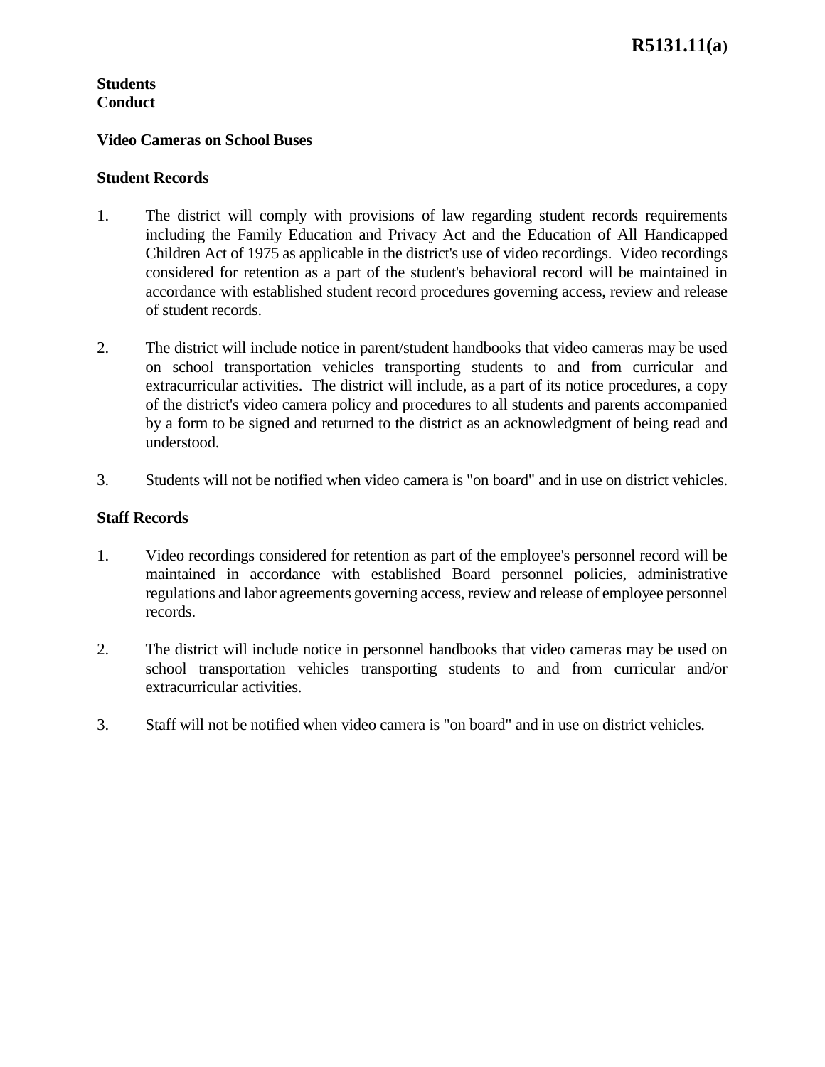**Students**
**Conduct**

**Video Cameras on School Buses**

**Student Records**

1. The district will comply with provisions of law regarding student records requirements including the Family Education and Privacy Act and the Education of All Handicapped Children Act of 1975 as applicable in the district's use of video recordings. Video recordings considered for retention as a part of the student's behavioral record will be maintained in accordance with established student record procedures governing access, review and release of student records.

2. The district will include notice in parent/student handbooks that video cameras may be used on school transportation vehicles transporting students to and from curricular and extracurricular activities. The district will include, as a part of its notice procedures, a copy of the district's video camera policy and procedures to all students and parents accompanied by a form to be signed and returned to the district as an acknowledgment of being read and understood.

3. Students will not be notified when video camera is "on board" and in use on district vehicles.

**Staff Records**

1. Video recordings considered for retention as part of the employee's personnel record will be maintained in accordance with established Board personnel policies, administrative regulations and labor agreements governing access, review and release of employee personnel records.

2. The district will include notice in personnel handbooks that video cameras may be used on school transportation vehicles transporting students to and from curricular and/or extracurricular activities.

3. Staff will not be notified when video camera is "on board" and in use on district vehicles.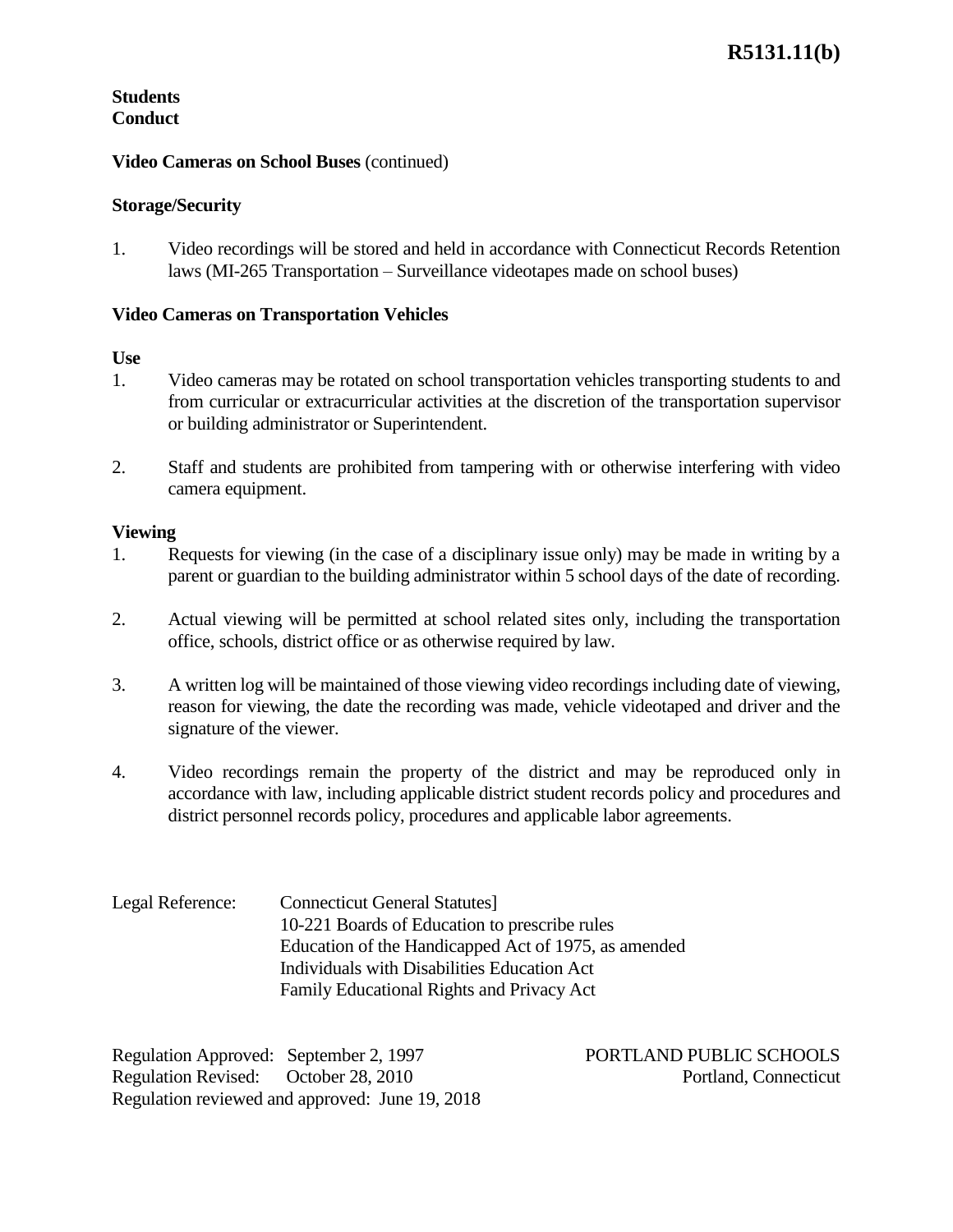**Students**
**Conduct**

**Video Cameras on School Buses** (continued)

**Storage/Security**

1. Video recordings will be stored and held in accordance with Connecticut Records Retention laws (MI-265 Transportation – Surveillance videotapes made on school buses)

**Video Cameras on Transportation Vehicles**

**Use**

1. Video cameras may be rotated on school transportation vehicles transporting students to and from curricular or extracurricular activities at the discretion of the transportation supervisor or building administrator or Superintendent.

2. Staff and students are prohibited from tampering with or otherwise interfering with video camera equipment.

**Viewing**

1. Requests for viewing (in the case of a disciplinary issue only) may be made in writing by a parent or guardian to the building administrator within 5 school days of the date of recording.

2. Actual viewing will be permitted at school related sites only, including the transportation office, schools, district office or as otherwise required by law.

3. A written log will be maintained of those viewing video recordings including date of viewing, reason for viewing, the date the recording was made, vehicle videotaped and driver and the signature of the viewer.

4. Video recordings remain the property of the district and may be reproduced only in accordance with law, including applicable district student records policy and procedures and district personnel records policy, procedures and applicable labor agreements.

Legal Reference: Connecticut General Statutes]
10-221 Boards of Education to prescribe rules
Education of the Handicapped Act of 1975, as amended
Individuals with Disabilities Education Act
Family Educational Rights and Privacy Act

Regulation Approved: September 2, 1997
Regulation Revised: October 28, 2010
Regulation reviewed and approved: June 19, 2018

PORTLAND PUBLIC SCHOOLS
Portland, Connecticut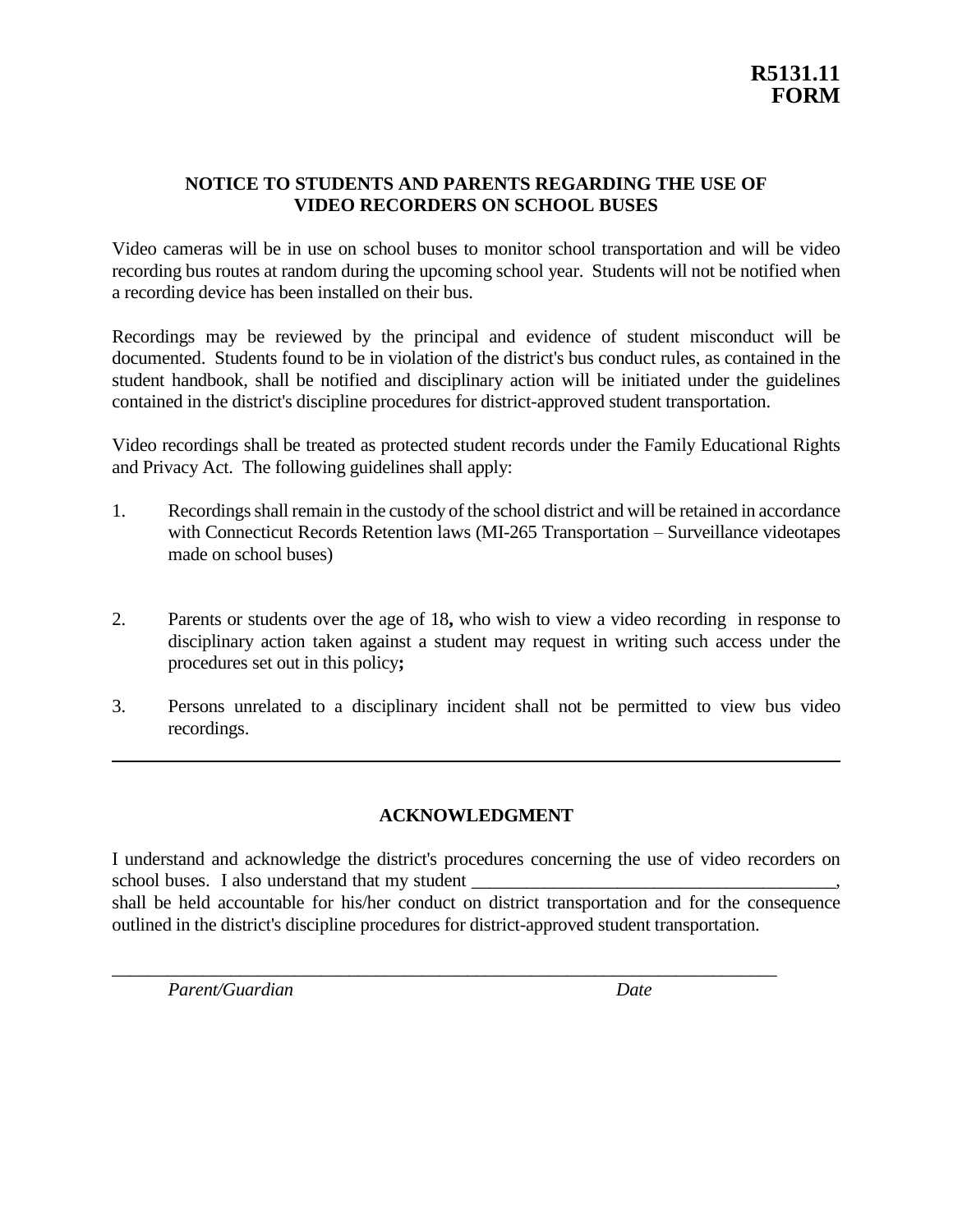**R5131.11**
**FORM**

## NOTICE TO STUDENTS AND PARENTS REGARDING THE USE OF VIDEO RECORDERS ON SCHOOL BUSES

Video cameras will be in use on school buses to monitor school transportation and will be video recording bus routes at random during the upcoming school year. Students will not be notified when a recording device has been installed on their bus.

Recordings may be reviewed by the principal and evidence of student misconduct will be documented. Students found to be in violation of the district's bus conduct rules, as contained in the student handbook, shall be notified and disciplinary action will be initiated under the guidelines contained in the district's discipline procedures for district-approved student transportation.

Video recordings shall be treated as protected student records under the Family Educational Rights and Privacy Act. The following guidelines shall apply:

1. Recordings shall remain in the custody of the school district and will be retained in accordance with Connecticut Records Retention laws (MI-265 Transportation – Surveillance videotapes made on school buses)

2. Parents or students over the age of 18**,** who wish to view a video recording in response to disciplinary action taken against a student may request in writing such access under the procedures set out in this policy**;**

3. Persons unrelated to a disciplinary incident shall not be permitted to view bus video recordings.

---

## ACKNOWLEDGMENT

I understand and acknowledge the district's procedures concerning the use of video recorders on school buses. I also understand that my student ________________________________________, shall be held accountable for his/her conduct on district transportation and for the consequence outlined in the district's discipline procedures for district-approved student transportation.

______________________________________________________________________________

*Parent/Guardian* *Date*